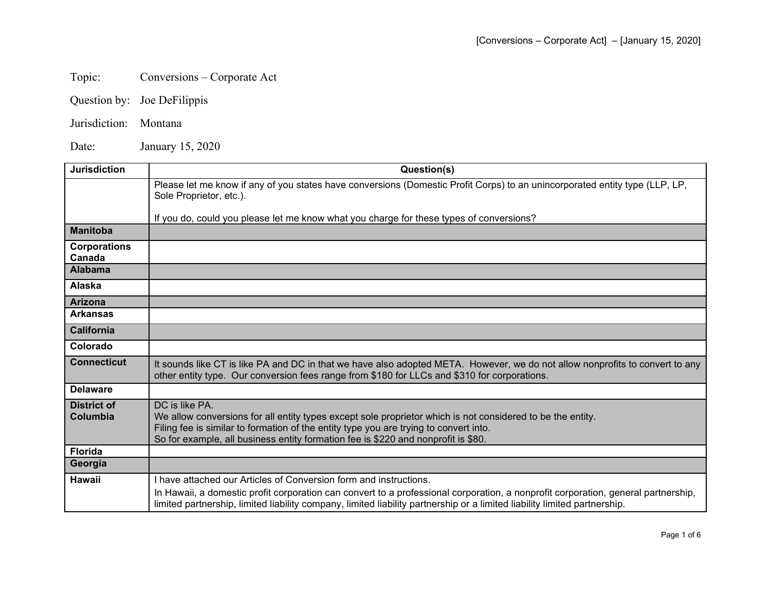Topic: Conversions – Corporate Act

Question by: Joe DeFilippis

Jurisdiction: Montana

Date: January 15, 2020

| Jurisdiction | Question(s) |
|---|---|
| | Please let me know if any of you states have conversions (Domestic Profit Corps) to an unincorporated entity type (LLP, LP, Sole Proprietor, etc.).<br><br>If you do, could you please let me know what you charge for these types of conversions? |
| **Manitoba** | |
| **Corporations Canada** | |
| **Alabama** | |
| **Alaska** | |
| **Arizona** | |
| **Arkansas** | |
| **California** | |
| **Colorado** | |
| **Connecticut** | It sounds like CT is like PA and DC in that we have also adopted META. However, we do not allow nonprofits to convert to any other entity type. Our conversion fees range from $180 for LLCs and $310 for corporations. |
| **Delaware** | |
| **District of Columbia** | DC is like PA.<br>We allow conversions for all entity types except sole proprietor which is not considered to be the entity.<br>Filing fee is similar to formation of the entity type you are trying to convert into.<br>So for example, all business entity formation fee is $220 and nonprofit is $80. |
| **Florida** | |
| **Georgia** | |
| **Hawaii** | I have attached our Articles of Conversion form and instructions.<br>In Hawaii, a domestic profit corporation can convert to a professional corporation, a nonprofit corporation, general partnership, limited partnership, limited liability company, limited liability partnership or a limited liability limited partnership. |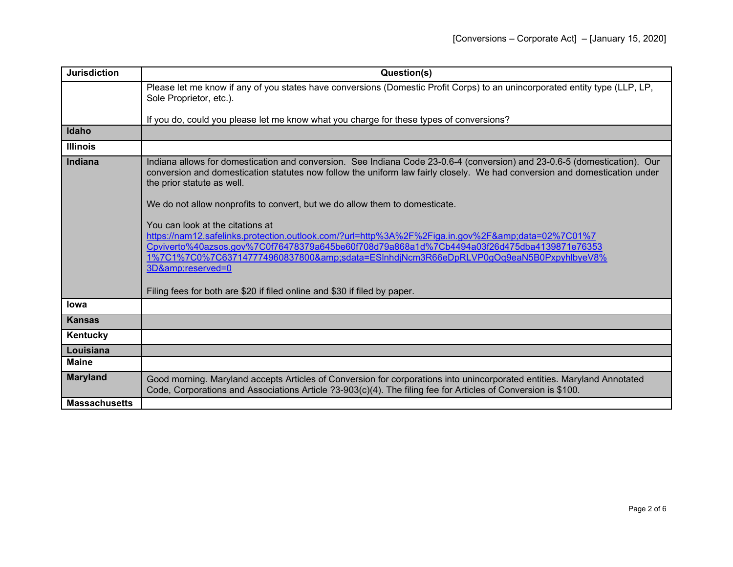| Jurisdiction | Question(s) |
| --- | --- |
| | Please let me know if any of you states have conversions (Domestic Profit Corps) to an unincorporated entity type (LLP, LP, Sole Proprietor, etc.).<br><br>If you do, could you please let me know what you charge for these types of conversions? |
| **Idaho** | |
| **Illinois** | |
| **Indiana** | Indiana allows for domestication and conversion. See Indiana Code 23-0.6-4 (conversion) and 23-0.6-5 (domestication). Our conversion and domestication statutes now follow the uniform law fairly closely. We had conversion and domestication under the prior statute as well.<br><br>We do not allow nonprofits to convert, but we do allow them to domesticate.<br><br>You can look at the citations at https://nam12.safelinks.protection.outlook.com/?url=http%3A%2F%2Figa.in.gov%2F&amp;data=02%7C01%7Cpviverto%40azsos.gov%7C0f76478379a645be60f708d79a868a1d%7Cb4494a03f26d475dba4139871e763531%7C1%7C0%7C637147774960837800&amp;sdata=ESlnhdjNcm3R66eDpRLVP0gOq9eaN5B0PxpyhlbyeV8%3D&amp;reserved=0<br><br>Filing fees for both are $20 if filed online and $30 if filed by paper. |
| **Iowa** | |
| **Kansas** | |
| **Kentucky** | |
| **Louisiana** | |
| **Maine** | |
| **Maryland** | Good morning. Maryland accepts Articles of Conversion for corporations into unincorporated entities. Maryland Annotated Code, Corporations and Associations Article ?3-903(c)(4). The filing fee for Articles of Conversion is $100. |
| **Massachusetts** | |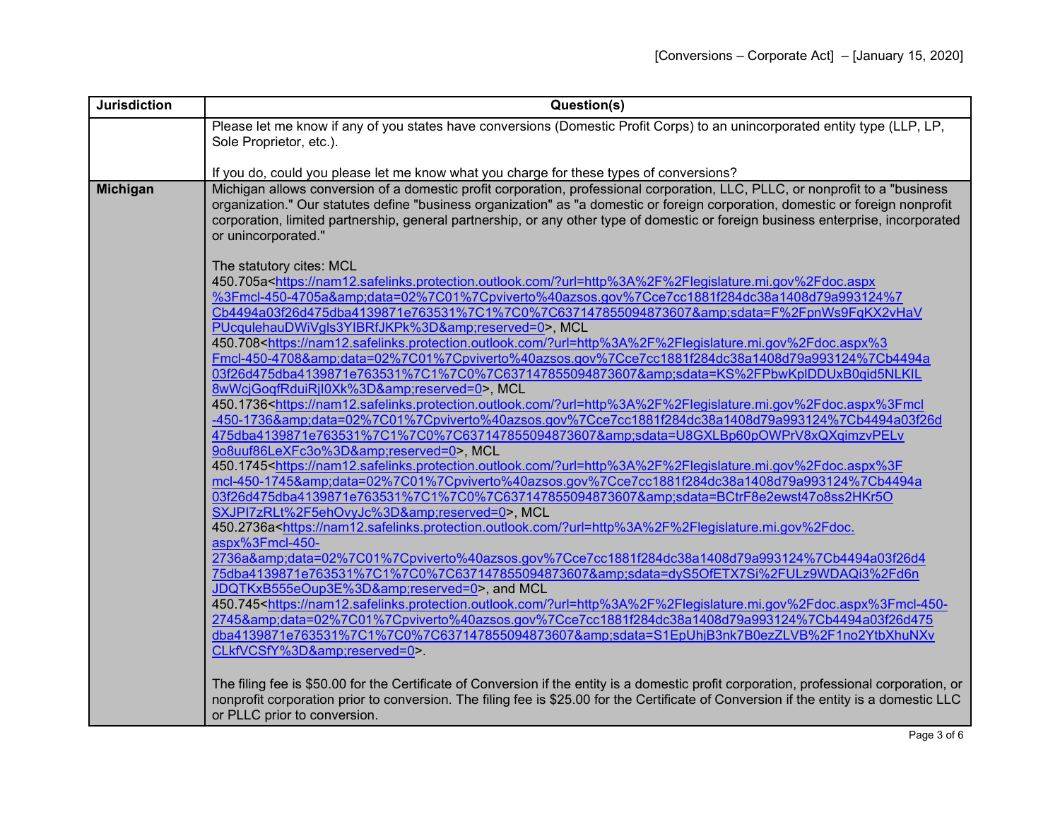| Jurisdiction | Question(s) |
|---|---|
| | Please let me know if any of you states have conversions (Domestic Profit Corps) to an unincorporated entity type (LLP, LP, Sole Proprietor, etc.).<br><br>If you do, could you please let me know what you charge for these types of conversions? |
| **Michigan** | Michigan allows conversion of a domestic profit corporation, professional corporation, LLC, PLLC, or nonprofit to a "business organization." Our statutes define "business organization" as "a domestic or foreign corporation, domestic or foreign nonprofit corporation, limited partnership, general partnership, or any other type of domestic or foreign business enterprise, incorporated or unincorporated."<br><br>The statutory cites: MCL 450.705a<https://nam12.safelinks.protection.outlook.com/?url=http%3A%2F%2Flegislature.mi.gov%2Fdoc.aspx%3Fmcl-450-4705a&amp;data=02%7C01%7Cpviverto%40azsos.gov%7Cce7cc1881f284dc38a1408d79a993124%7Cb4494a03f26d475dba4139871e763531%7C1%7C0%7C637147855094873607&amp;sdata=F%2FpnWs9FqKX2vHaVPUcqulehauDWiVgls3YIBRfJKPk%3D&amp;reserved=0>, MCL 450.708<https://nam12.safelinks.protection.outlook.com/?url=http%3A%2F%2Flegislature.mi.gov%2Fdoc.aspx%3Fmcl-450-4708&amp;data=02%7C01%7Cpviverto%40azsos.gov%7Cce7cc1881f284dc38a1408d79a993124%7Cb4494a03f26d475dba4139871e763531%7C1%7C0%7C637147855094873607&amp;sdata=KS%2FPbwKplDDUxB0qid5NLKIL8wWcjGoqfRduiRjI0Xk%3D&amp;reserved=0>, MCL 450.1736<https://nam12.safelinks.protection.outlook.com/?url=http%3A%2F%2Flegislature.mi.gov%2Fdoc.aspx%3Fmcl-450-1736&amp;data=02%7C01%7Cpviverto%40azsos.gov%7Cce7cc1881f284dc38a1408d79a993124%7Cb4494a03f26d475dba4139871e763531%7C1%7C0%7C637147855094873607&amp;sdata=U8GXLBp60pOWPrV8xQXqimzvPELv9o8uuf86LeXFc3o%3D&amp;reserved=0>, MCL 450.1745<https://nam12.safelinks.protection.outlook.com/?url=http%3A%2F%2Flegislature.mi.gov%2Fdoc.aspx%3Fmcl-450-1745&amp;data=02%7C01%7Cpviverto%40azsos.gov%7Cce7cc1881f284dc38a1408d79a993124%7Cb4494a03f26d475dba4139871e763531%7C1%7C0%7C637147855094873607&amp;sdata=BCtrF8e2ewst47o8ss2HKr5OSXJPI7zRLt%2F5ehOvyJc%3D&amp;reserved=0>, MCL 450.2736a<https://nam12.safelinks.protection.outlook.com/?url=http%3A%2F%2Flegislature.mi.gov%2Fdoc.aspx%3Fmcl-450-2736a&amp;data=02%7C01%7Cpviverto%40azsos.gov%7Cce7cc1881f284dc38a1408d79a993124%7Cb4494a03f26d475dba4139871e763531%7C1%7C0%7C637147855094873607&amp;sdata=dyS5OfETX7Si%2FULz9WDAQi3%2Fd6nJDQTKxB555eOup3E%3D&amp;reserved=0>, and MCL 450.745<https://nam12.safelinks.protection.outlook.com/?url=http%3A%2F%2Flegislature.mi.gov%2Fdoc.aspx%3Fmcl-450-2745&amp;data=02%7C01%7Cpviverto%40azsos.gov%7Cce7cc1881f284dc38a1408d79a993124%7Cb4494a03f26d475dba4139871e763531%7C1%7C0%7C637147855094873607&amp;sdata=S1EpUhjB3nk7B0ezZLVB%2F1no2YtbXhuNXvCLkfVCSfY%3D&amp;reserved=0>.<br><br>The filing fee is $50.00 for the Certificate of Conversion if the entity is a domestic profit corporation, professional corporation, or nonprofit corporation prior to conversion. The filing fee is $25.00 for the Certificate of Conversion if the entity is a domestic LLC or PLLC prior to conversion. |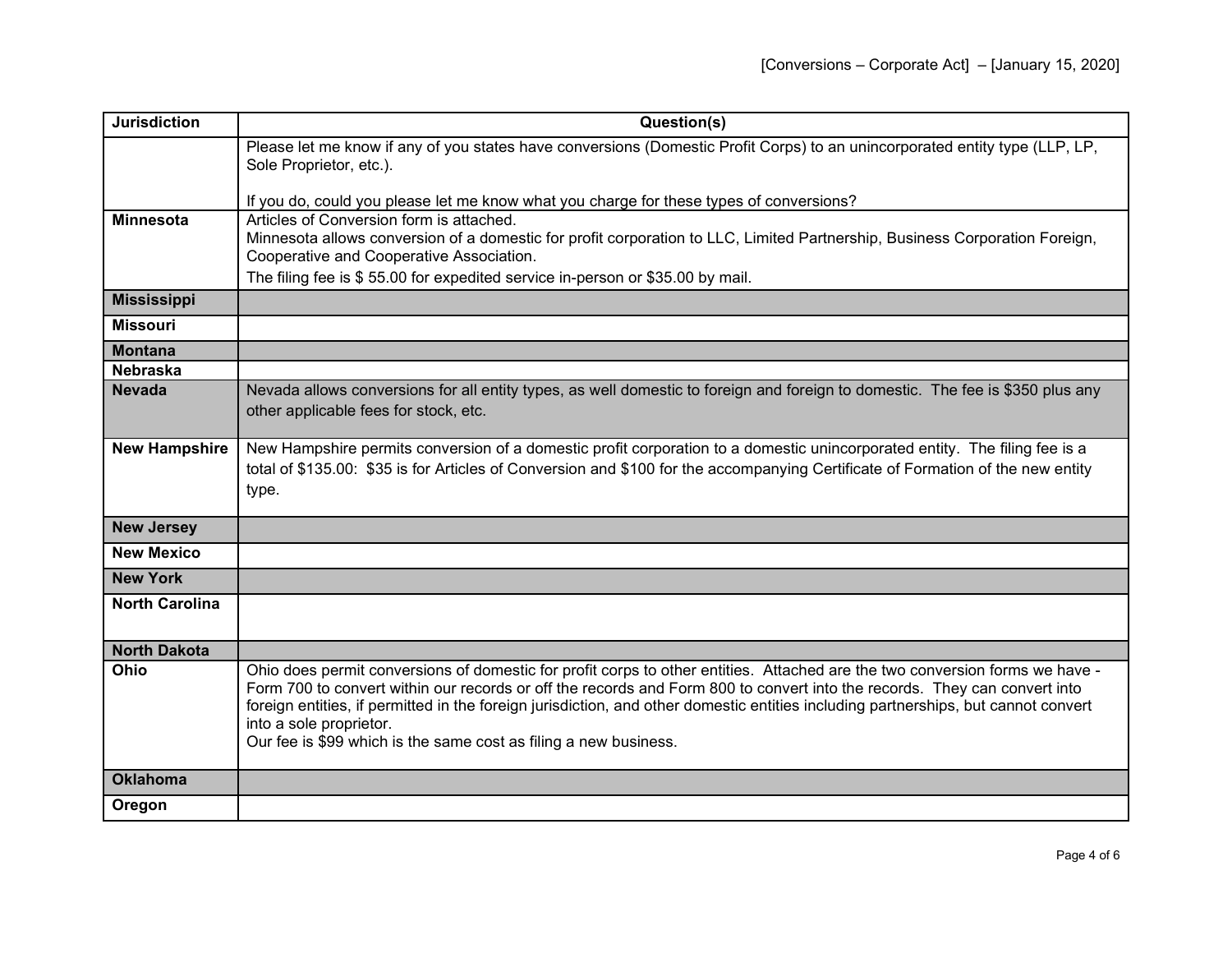| Jurisdiction | Question(s) |
|---|---|
| | Please let me know if any of you states have conversions (Domestic Profit Corps) to an unincorporated entity type (LLP, LP, Sole Proprietor, etc.).<br><br>If you do, could you please let me know what you charge for these types of conversions? |
| **Minnesota** | Articles of Conversion form is attached.<br>Minnesota allows conversion of a domestic for profit corporation to LLC, Limited Partnership, Business Corporation Foreign, Cooperative and Cooperative Association.<br>The filing fee is $ 55.00 for expedited service in-person or $35.00 by mail. |
| **Mississippi** | |
| **Missouri** | |
| **Montana** | |
| **Nebraska** | |
| **Nevada** | Nevada allows conversions for all entity types, as well domestic to foreign and foreign to domestic. The fee is $350 plus any other applicable fees for stock, etc. |
| **New Hampshire** | New Hampshire permits conversion of a domestic profit corporation to a domestic unincorporated entity. The filing fee is a total of $135.00: $35 is for Articles of Conversion and $100 for the accompanying Certificate of Formation of the new entity type. |
| **New Jersey** | |
| **New Mexico** | |
| **New York** | |
| **North Carolina** | |
| **North Dakota** | |
| **Ohio** | Ohio does permit conversions of domestic for profit corps to other entities. Attached are the two conversion forms we have - Form 700 to convert within our records or off the records and Form 800 to convert into the records. They can convert into foreign entities, if permitted in the foreign jurisdiction, and other domestic entities including partnerships, but cannot convert into a sole proprietor.<br>Our fee is $99 which is the same cost as filing a new business. |
| **Oklahoma** | |
| **Oregon** | |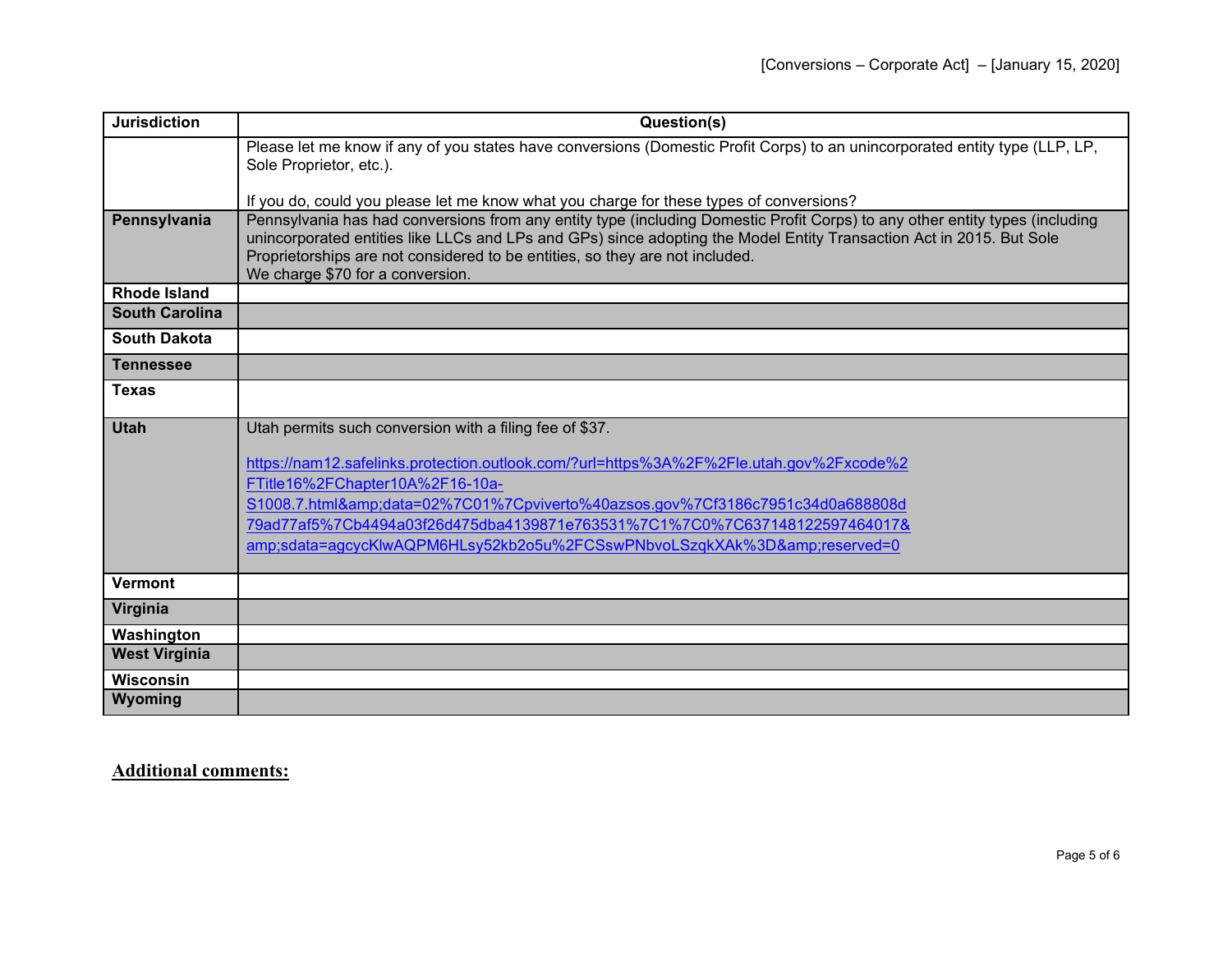| Jurisdiction | Question(s) |
| --- | --- |
| | Please let me know if any of you states have conversions (Domestic Profit Corps) to an unincorporated entity type (LLP, LP, Sole Proprietor, etc.).<br><br>If you do, could you please let me know what you charge for these types of conversions? |
| **Pennsylvania** | Pennsylvania has had conversions from any entity type (including Domestic Profit Corps) to any other entity types (including unincorporated entities like LLCs and LPs and GPs) since adopting the Model Entity Transaction Act in 2015. But Sole Proprietorships are not considered to be entities, so they are not included.<br>We charge $70 for a conversion. |
| **Rhode Island** | |
| **South Carolina** | |
| **South Dakota** | |
| **Tennessee** | |
| **Texas** | |
| **Utah** | Utah permits such conversion with a filing fee of $37.<br><br>[https://nam12.safelinks.protection.outlook.com/?url=https%3A%2F%2Fle.utah.gov%2Fxcode%2FTitle16%2FChapter10A%2F16-10a-S1008.7.html&amp;data=02%7C01%7Cpviverto%40azsos.gov%7Cf3186c7951c34d0a688808d79ad77af5%7Cb4494a03f26d475dba4139871e763531%7C1%7C0%7C637148122597464017&amp;sdata=agcycKlwAQPM6HLsy52kb2o5u%2FCSswPNbvoLSzqkXAk%3D&amp;reserved=0](https://nam12.safelinks.protection.outlook.com/?url=https%3A%2F%2Fle.utah.gov%2Fxcode%2FTitle16%2FChapter10A%2F16-10a-S1008.7.html&amp;data=02%7C01%7Cpviverto%40azsos.gov%7Cf3186c7951c34d0a688808d79ad77af5%7Cb4494a03f26d475dba4139871e763531%7C1%7C0%7C637148122597464017&amp;sdata=agcycKlwAQPM6HLsy52kb2o5u%2FCSswPNbvoLSzqkXAk%3D&amp;reserved=0) |
| **Vermont** | |
| **Virginia** | |
| **Washington** | |
| **West Virginia** | |
| **Wisconsin** | |
| **Wyoming** | |

**Additional comments:**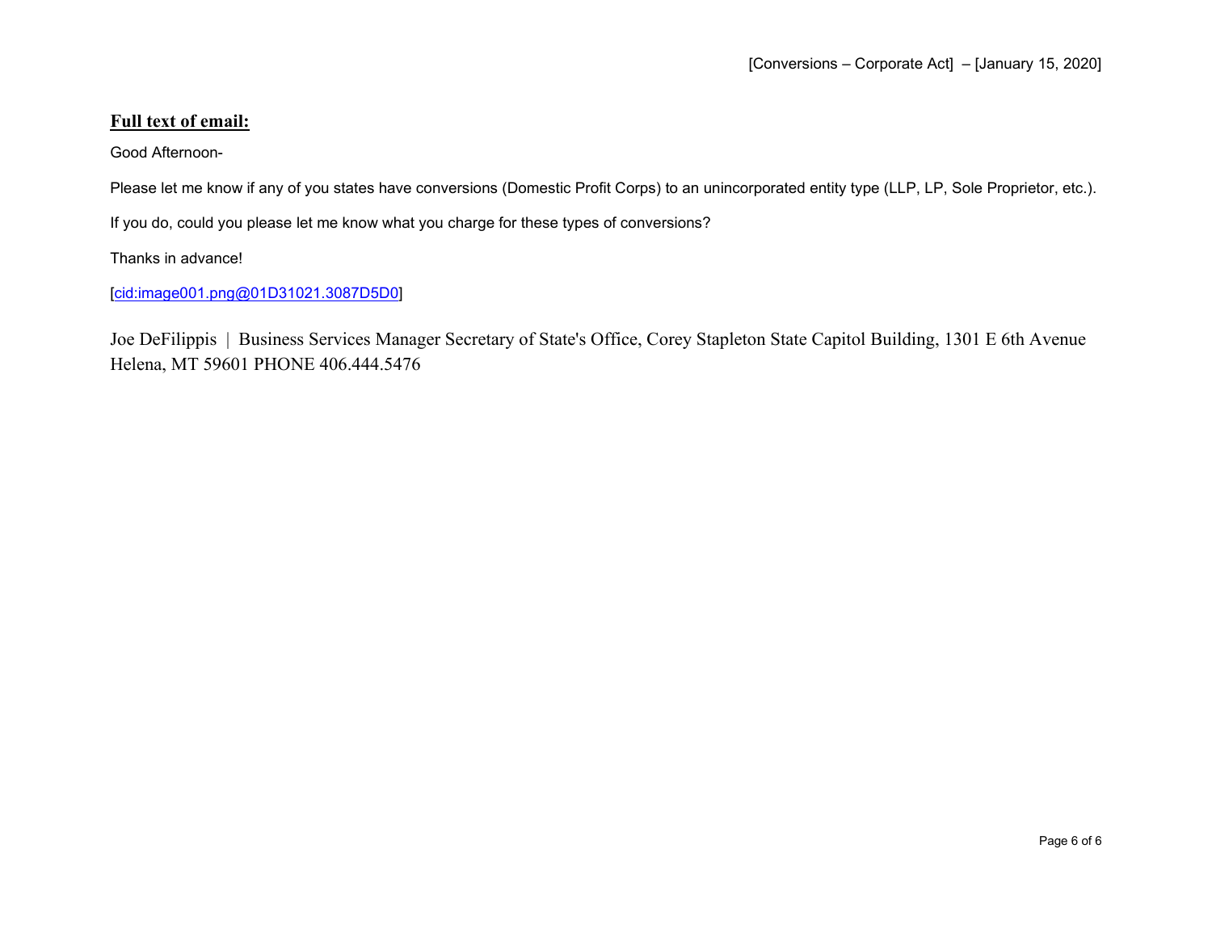**Full text of email:**

Good Afternoon-

Please let me know if any of you states have conversions (Domestic Profit Corps) to an unincorporated entity type (LLP, LP, Sole Proprietor, etc.).

If you do, could you please let me know what you charge for these types of conversions?

Thanks in advance!

[cid:image001.png@01D31021.3087D5D0]

Joe DeFilippis | Business Services Manager Secretary of State's Office, Corey Stapleton State Capitol Building, 1301 E 6th Avenue Helena, MT 59601 PHONE 406.444.5476